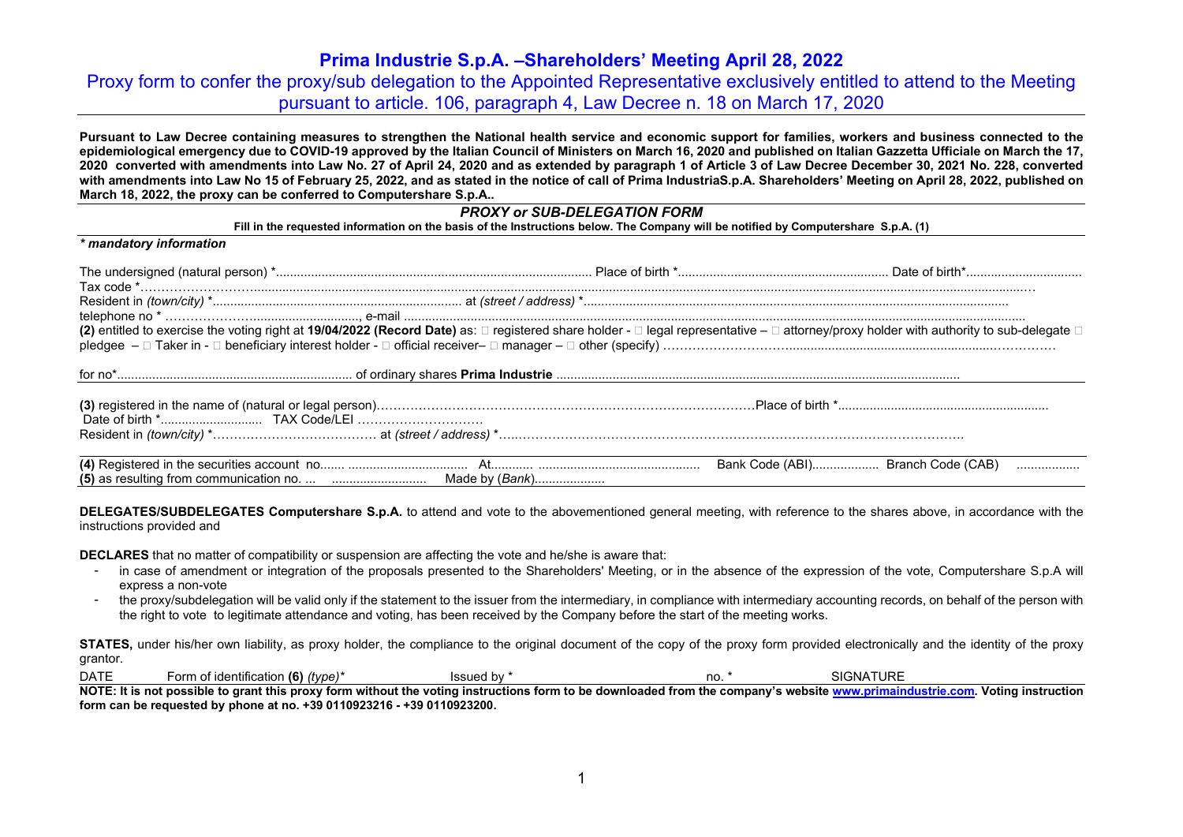# Prima Industrie S.p.A. –Shareholders' Meeting April 28, 2022

## Proxy form to confer the proxy/sub delegation to the Appointed Representative exclusively entitled to attend to the Meeting pursuant to article. 106, paragraph 4, Law Decree n. 18 on March 17, 2020

**Pursuant to Law Decree containing measures to strengthen the National health service and economic support for families, workers and business connected to the epidemiological emergency due to COVID-19 approved by the Italian Council of Ministers on March 16, 2020 and published on Italian Gazzetta Ufficiale on March the 17, 2020 converted with amendments into Law No. 27 of April 24, 2020 and as extended by paragraph 1 of Article 3 of Law Decree December 30, 2021 No. 228, converted with amendments into Law No 15 of February 25, 2022, and as stated in the notice of call of Prima IndustriaS.p.A. Shareholders' Meeting on April 28, 2022, published on March 18, 2022, the proxy can be conferred to Computershare S.p.A..**

### *PROXY or SUB-DELEGATION FORM*

**Fill in the requested information on the basis of the Instructions below. The Company will be notified by Computershare S.p.A. (1)**

***\* mandatory information***

The undersigned (natural person) *.......................................................................................... Place of birth *........................................................... Date of birth*................................
Tax code *……………………......................................................................................................................................................................................................................…
Resident in *(town/city)* *...................................................................... at *(street / address)* *.........................................................................................................................
telephone no * ………………….............................., e-mail ..............................................................................................................................................................................
**(2)** entitled to exercise the voting right at **19/04/2022 (Record Date)** as: □ registered share holder - □ legal representative – □ attorney/proxy holder with authority to sub-delegate □ pledgee – □ Taker in - □ beneficiary interest holder - □ official receiver– □ manager – □ other (specify) ………………………...........................................................……………

for no*.................................................................. of ordinary shares **Prima Industrie** ..................................................................................................................................

**(3)** registered in the name of (natural or legal person)…………………………………………………………………………………Place of birth *...........................................................
Date of birth *............................ TAX Code/LEI …………………………
Resident in *(town/city)* *…………………………………. at *(street / address)* *…..………………………………………………………………………………………………….

**(4)** Registered in the securities account no....... .................................. At........... ............................................. Bank Code (ABI)................... Branch Code (CAB) ..................
**(5)** as resulting from communication no. ... ........................... Made by (*Bank*)....................

**DELEGATES/SUBDELEGATES Computershare S.p.A.** to attend and vote to the abovementioned general meeting, with reference to the shares above, in accordance with the instructions provided and

**DECLARES** that no matter of compatibility or suspension are affecting the vote and he/she is aware that:

- in case of amendment or integration of the proposals presented to the Shareholders' Meeting, or in the absence of the expression of the vote, Computershare S.p.A will express a non-vote
- the proxy/subdelegation will be valid only if the statement to the issuer from the intermediary, in compliance with intermediary accounting records, on behalf of the person with the right to vote to legitimate attendance and voting, has been received by the Company before the start of the meeting works.

**STATES,** under his/her own liability, as proxy holder, the compliance to the original document of the copy of the proxy form provided electronically and the identity of the proxy grantor.

DATE Form of identification **(6)** *(type)** Issued by * no. * SIGNATURE

**NOTE: It is not possible to grant this proxy form without the voting instructions form to be downloaded from the company's website www.primaindustrie.com. Voting instruction form can be requested by phone at no. +39 0110923216 - +39 0110923200.**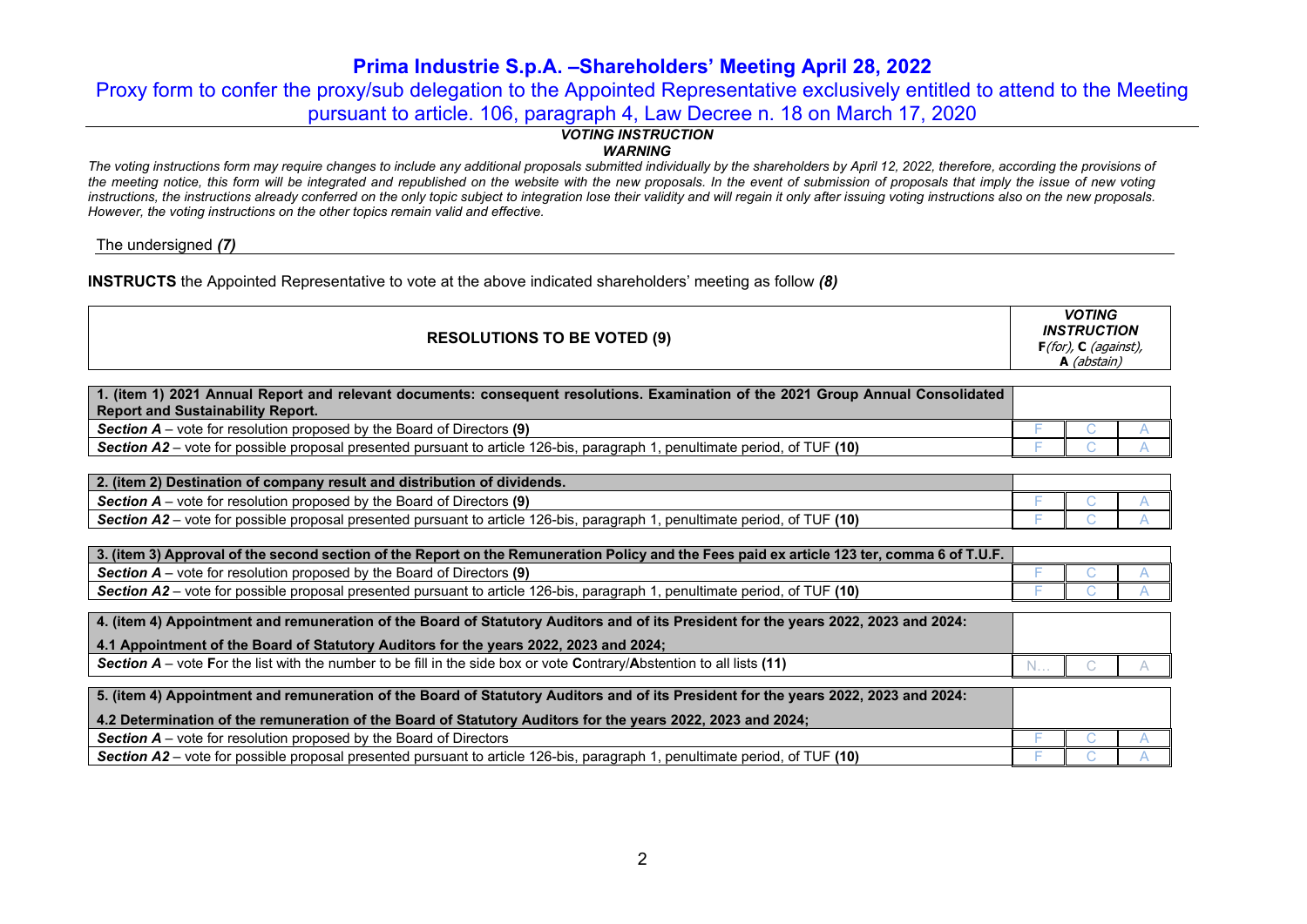# Prima Industrie S.p.A. –Shareholders' Meeting April 28, 2022

## Proxy form to confer the proxy/sub delegation to the Appointed Representative exclusively entitled to attend to the Meeting pursuant to article. 106, paragraph 4, Law Decree n. 18 on March 17, 2020

***VOTING INSTRUCTION***

***WARNING***

*The voting instructions form may require changes to include any additional proposals submitted individually by the shareholders by April 12, 2022, therefore, according the provisions of the meeting notice, this form will be integrated and republished on the website with the new proposals. In the event of submission of proposals that imply the issue of new voting instructions, the instructions already conferred on the only topic subject to integration lose their validity and will regain it only after issuing voting instructions also on the new proposals. However, the voting instructions on the other topics remain valid and effective.*

The undersigned ***(7)***

**INSTRUCTS** the Appointed Representative to vote at the above indicated shareholders' meeting as follow ***(8)***

| **RESOLUTIONS TO BE VOTED (9)** | ***VOTING INSTRUCTION*** **F**(for), **C** (against), **A** (abstain) | | |
|---|---|---|---|
| **1. (item 1) 2021 Annual Report and relevant documents: consequent resolutions. Examination of the 2021 Group Annual Consolidated Report and Sustainability Report.** | | | |
| ***Section A*** – vote for resolution proposed by the Board of Directors **(9)** | F | C | A |
| ***Section A2*** – vote for possible proposal presented pursuant to article 126-bis, paragraph 1, penultimate period, of TUF **(10)** | F | C | A |
| **2. (item 2) Destination of company result and distribution of dividends.** | | | |
| ***Section A*** – vote for resolution proposed by the Board of Directors **(9)** | F | C | A |
| ***Section A2*** – vote for possible proposal presented pursuant to article 126-bis, paragraph 1, penultimate period, of TUF **(10)** | F | C | A |
| **3. (item 3) Approval of the second section of the Report on the Remuneration Policy and the Fees paid ex article 123 ter, comma 6 of T.U.F.** | | | |
| ***Section A*** – vote for resolution proposed by the Board of Directors **(9)** | F | C | A |
| ***Section A2*** – vote for possible proposal presented pursuant to article 126-bis, paragraph 1, penultimate period, of TUF **(10)** | F | C | A |
| **4. (item 4) Appointment and remuneration of the Board of Statutory Auditors and of its President for the years 2022, 2023 and 2024:** **4.1 Appointment of the Board of Statutory Auditors for the years 2022, 2023 and 2024;** | | | |
| ***Section A*** – vote **F**or the list with the number to be fill in the side box or vote **C**ontrary/**A**bstention to all lists **(11)** | N… | C | A |
| **5. (item 4) Appointment and remuneration of the Board of Statutory Auditors and of its President for the years 2022, 2023 and 2024:** **4.2 Determination of the remuneration of the Board of Statutory Auditors for the years 2022, 2023 and 2024;** | | | |
| ***Section A*** – vote for resolution proposed by the Board of Directors | F | C | A |
| ***Section A2*** – vote for possible proposal presented pursuant to article 126-bis, paragraph 1, penultimate period, of TUF **(10)** | F | C | A |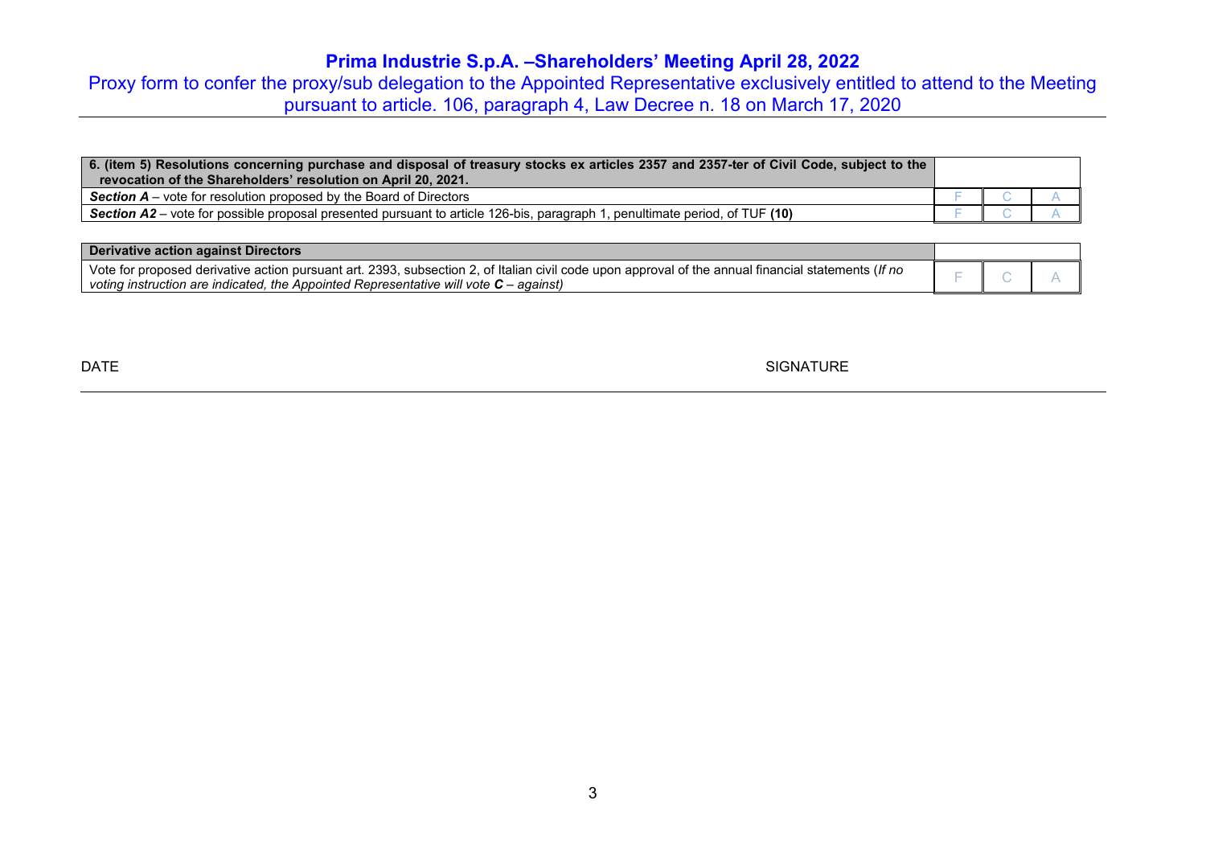# Prima Industrie S.p.A. –Shareholders' Meeting April 28, 2022

Proxy form to confer the proxy/sub delegation to the Appointed Representative exclusively entitled to attend to the Meeting pursuant to article. 106, paragraph 4, Law Decree n. 18 on March 17, 2020

| **6. (item 5) Resolutions concerning purchase and disposal of treasury stocks ex articles 2357 and 2357-ter of Civil Code, subject to the revocation of the Shareholders' resolution on April 20, 2021.** | | | |
|---|---|---|---|
| ***Section A*** – vote for resolution proposed by the Board of Directors | F | C | A |
| ***Section A2*** – vote for possible proposal presented pursuant to article 126-bis, paragraph 1, penultimate period, of TUF **(10)** | F | C | A |

| **Derivative action against Directors** | | | |
|---|---|---|---|
| Vote for proposed derivative action pursuant art. 2393, subsection 2, of Italian civil code upon approval of the annual financial statements (*If no voting instruction are indicated, the Appointed Representative will vote **C** – against)* | F | C | A |

DATE SIGNATURE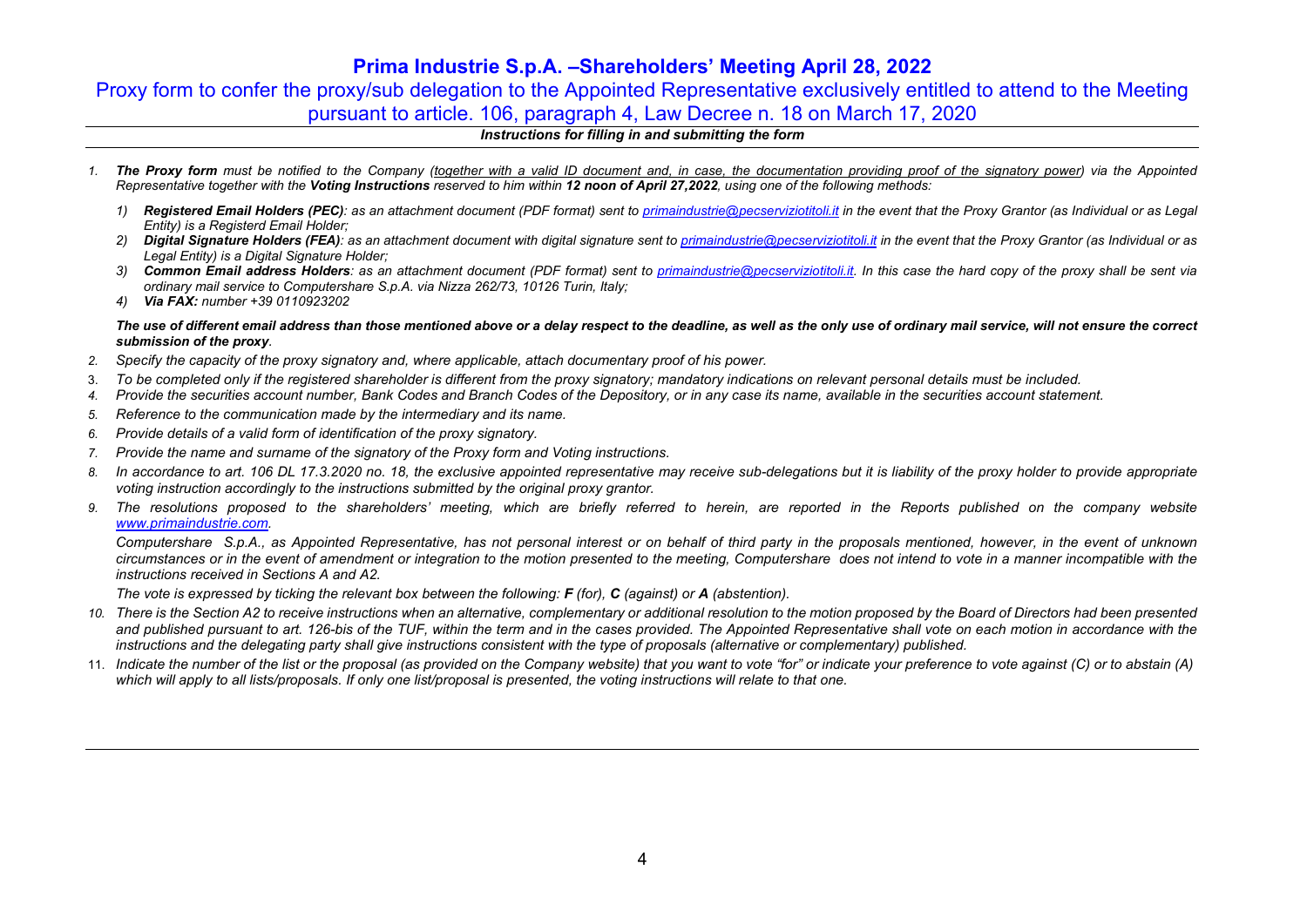# Prima Industrie S.p.A. –Shareholders' Meeting April 28, 2022

## Proxy form to confer the proxy/sub delegation to the Appointed Representative exclusively entitled to attend to the Meeting pursuant to article. 106, paragraph 4, Law Decree n. 18 on March 17, 2020

***Instructions for filling in and submitting the form***

1. ***The Proxy form*** *must be notified to the Company (together with a valid ID document and, in case, the documentation providing proof of the signatory power) via the Appointed Representative together with the* ***Voting Instructions*** *reserved to him within* ***12 noon of April 27,2022****, using one of the following methods:*

   1) ***Registered Email Holders (PEC)****: as an attachment document (PDF format) sent to primaindustrie@pecserviziotitoli.it in the event that the Proxy Grantor (as Individual or as Legal Entity) is a Registerd Email Holder;*
   2) ***Digital Signature Holders (FEA)****: as an attachment document with digital signature sent to primaindustrie@pecserviziotitoli.it in the event that the Proxy Grantor (as Individual or as Legal Entity) is a Digital Signature Holder;*
   3) ***Common Email address Holders****: as an attachment document (PDF format) sent to primaindustrie@pecserviziotitoli.it. In this case the hard copy of the proxy shall be sent via ordinary mail service to Computershare S.p.A. via Nizza 262/73, 10126 Turin, Italy;*
   4) ***Via FAX:*** *number +39 0110923202*

   ***The use of different email address than those mentioned above or a delay respect to the deadline, as well as the only use of ordinary mail service, will not ensure the correct submission of the proxy****.*

2. *Specify the capacity of the proxy signatory and, where applicable, attach documentary proof of his power.*
3. *To be completed only if the registered shareholder is different from the proxy signatory; mandatory indications on relevant personal details must be included.*
4. *Provide the securities account number, Bank Codes and Branch Codes of the Depository, or in any case its name, available in the securities account statement.*
5. *Reference to the communication made by the intermediary and its name.*
6. *Provide details of a valid form of identification of the proxy signatory.*
7. *Provide the name and surname of the signatory of the Proxy form and Voting instructions.*
8. *In accordance to art. 106 DL 17.3.2020 no. 18, the exclusive appointed representative may receive sub-delegations but it is liability of the proxy holder to provide appropriate voting instruction accordingly to the instructions submitted by the original proxy grantor.*
9. *The resolutions proposed to the shareholders' meeting, which are briefly referred to herein, are reported in the Reports published on the company website www.primaindustrie.com.*

   *Computershare S.p.A., as Appointed Representative, has not personal interest or on behalf of third party in the proposals mentioned, however, in the event of unknown circumstances or in the event of amendment or integration to the motion presented to the meeting, Computershare does not intend to vote in a manner incompatible with the instructions received in Sections A and A2.*

   *The vote is expressed by ticking the relevant box between the following:* ***F*** *(for),* ***C*** *(against) or* ***A*** *(abstention).*

10. *There is the Section A2 to receive instructions when an alternative, complementary or additional resolution to the motion proposed by the Board of Directors had been presented and published pursuant to art. 126-bis of the TUF, within the term and in the cases provided. The Appointed Representative shall vote on each motion in accordance with the instructions and the delegating party shall give instructions consistent with the type of proposals (alternative or complementary) published.*
11. *Indicate the number of the list or the proposal (as provided on the Company website) that you want to vote "for" or indicate your preference to vote against (C) or to abstain (A) which will apply to all lists/proposals. If only one list/proposal is presented, the voting instructions will relate to that one.*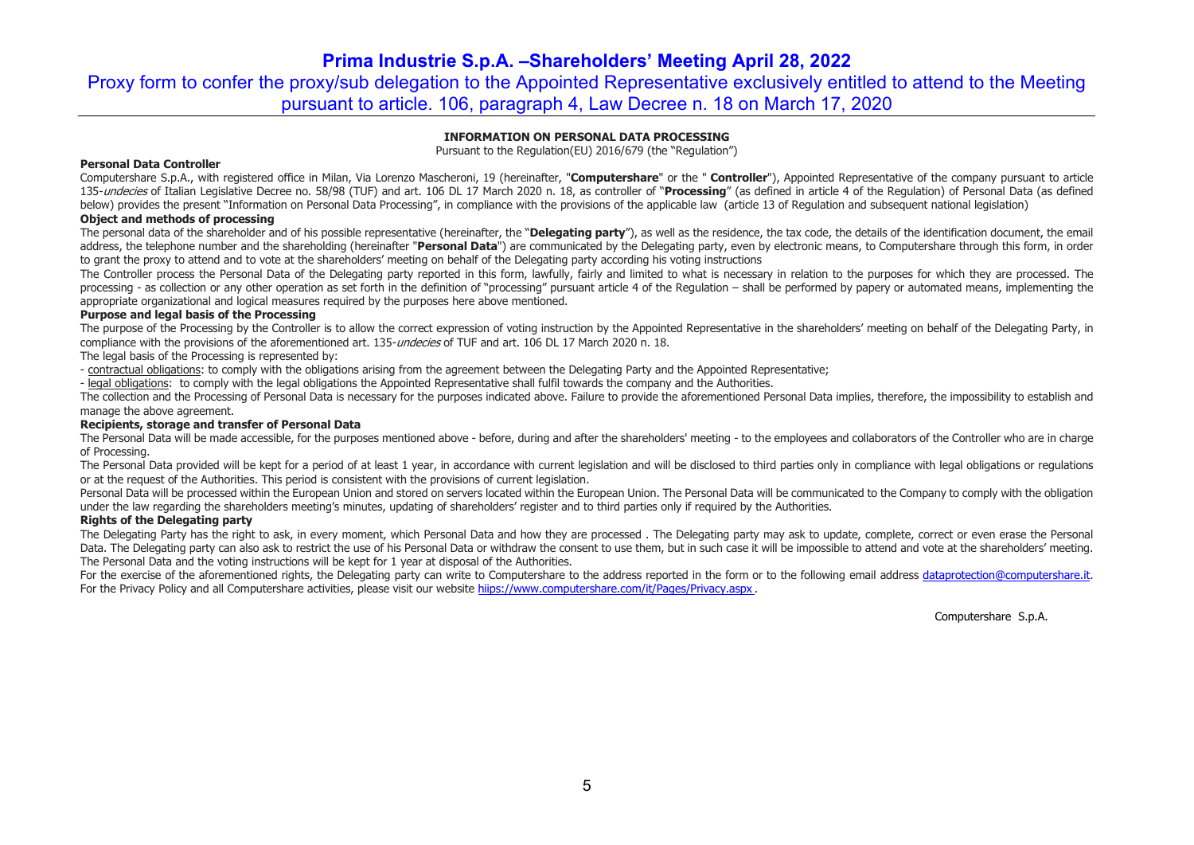# Prima Industrie S.p.A. –Shareholders' Meeting April 28, 2022

## Proxy form to confer the proxy/sub delegation to the Appointed Representative exclusively entitled to attend to the Meeting pursuant to article. 106, paragraph 4, Law Decree n. 18 on March 17, 2020

### INFORMATION ON PERSONAL DATA PROCESSING

Pursuant to the Regulation(EU) 2016/679 (the "Regulation")

**Personal Data Controller**

Computershare S.p.A., with registered office in Milan, Via Lorenzo Mascheroni, 19 (hereinafter, "**Computershare**" or the " **Controller**"), Appointed Representative of the company pursuant to article 135-*undecies* of Italian Legislative Decree no. 58/98 (TUF) and art. 106 DL 17 March 2020 n. 18, as controller of "**Processing**" (as defined in article 4 of the Regulation) of Personal Data (as defined below) provides the present "Information on Personal Data Processing", in compliance with the provisions of the applicable law (article 13 of Regulation and subsequent national legislation)

**Object and methods of processing**

The personal data of the shareholder and of his possible representative (hereinafter, the "**Delegating party**"), as well as the residence, the tax code, the details of the identification document, the email address, the telephone number and the shareholding (hereinafter "**Personal Data**") are communicated by the Delegating party, even by electronic means, to Computershare through this form, in order to grant the proxy to attend and to vote at the shareholders' meeting on behalf of the Delegating party according his voting instructions

The Controller process the Personal Data of the Delegating party reported in this form, lawfully, fairly and limited to what is necessary in relation to the purposes for which they are processed. The processing - as collection or any other operation as set forth in the definition of "processing" pursuant article 4 of the Regulation – shall be performed by papery or automated means, implementing the appropriate organizational and logical measures required by the purposes here above mentioned.

**Purpose and legal basis of the Processing**

The purpose of the Processing by the Controller is to allow the correct expression of voting instruction by the Appointed Representative in the shareholders' meeting on behalf of the Delegating Party, in compliance with the provisions of the aforementioned art. 135-*undecies* of TUF and art. 106 DL 17 March 2020 n. 18.

The legal basis of the Processing is represented by:

- contractual obligations: to comply with the obligations arising from the agreement between the Delegating Party and the Appointed Representative;
- legal obligations: to comply with the legal obligations the Appointed Representative shall fulfil towards the company and the Authorities.

The collection and the Processing of Personal Data is necessary for the purposes indicated above. Failure to provide the aforementioned Personal Data implies, therefore, the impossibility to establish and manage the above agreement.

**Recipients, storage and transfer of Personal Data**

The Personal Data will be made accessible, for the purposes mentioned above - before, during and after the shareholders' meeting - to the employees and collaborators of the Controller who are in charge of Processing.

The Personal Data provided will be kept for a period of at least 1 year, in accordance with current legislation and will be disclosed to third parties only in compliance with legal obligations or regulations or at the request of the Authorities. This period is consistent with the provisions of current legislation.

Personal Data will be processed within the European Union and stored on servers located within the European Union. The Personal Data will be communicated to the Company to comply with the obligation under the law regarding the shareholders meeting's minutes, updating of shareholders' register and to third parties only if required by the Authorities.

**Rights of the Delegating party**

The Delegating Party has the right to ask, in every moment, which Personal Data and how they are processed . The Delegating party may ask to update, complete, correct or even erase the Personal Data. The Delegating party can also ask to restrict the use of his Personal Data or withdraw the consent to use them, but in such case it will be impossible to attend and vote at the shareholders' meeting. The Personal Data and the voting instructions will be kept for 1 year at disposal of the Authorities.

For the exercise of the aforementioned rights, the Delegating party can write to Computershare to the address reported in the form or to the following email address dataprotection@computershare.it. For the Privacy Policy and all Computershare activities, please visit our website hiips://www.computershare.com/it/Pages/Privacy.aspx .

Computershare S.p.A.